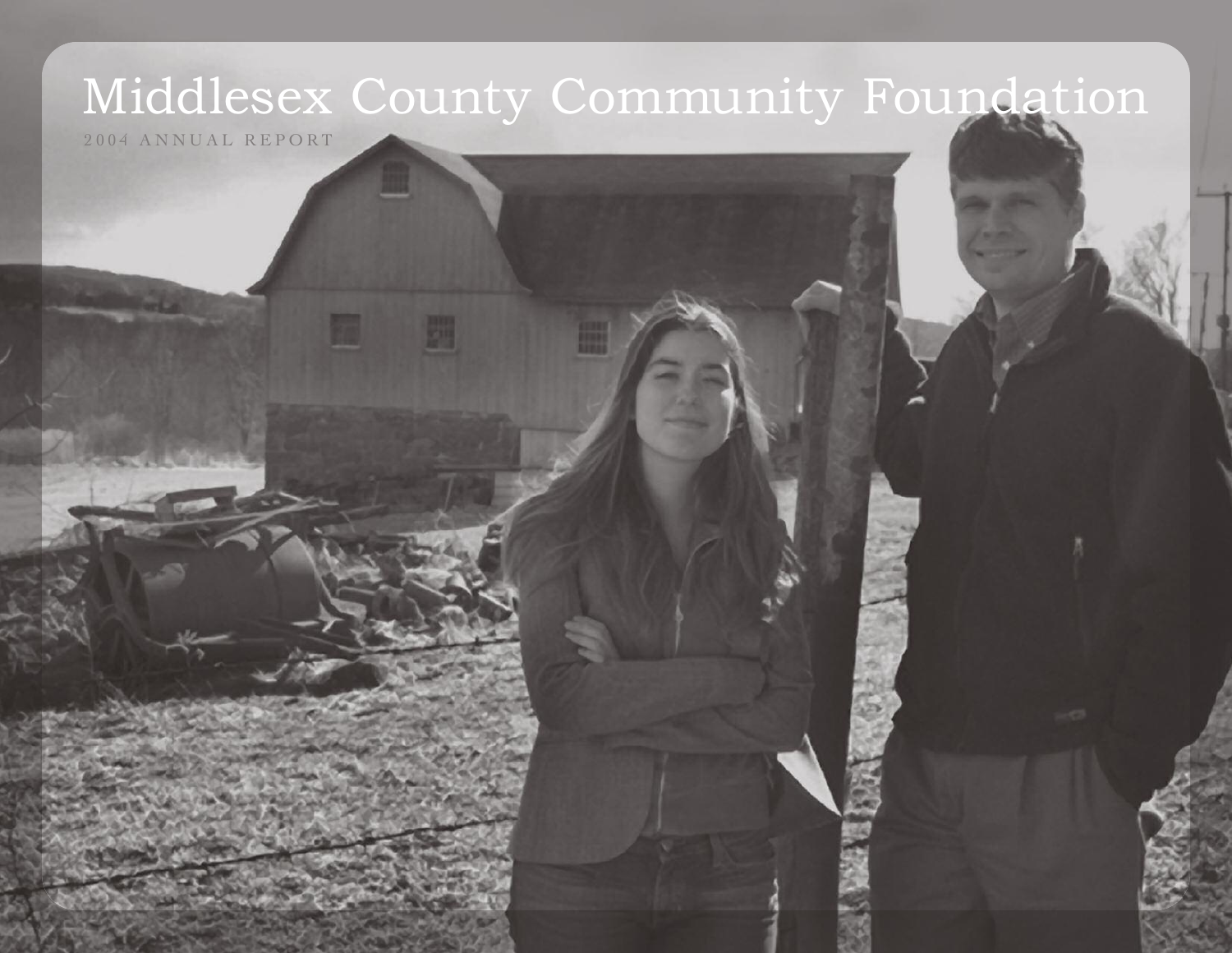# Middlesex County Community Foundation

2004 ANNUAL REPORT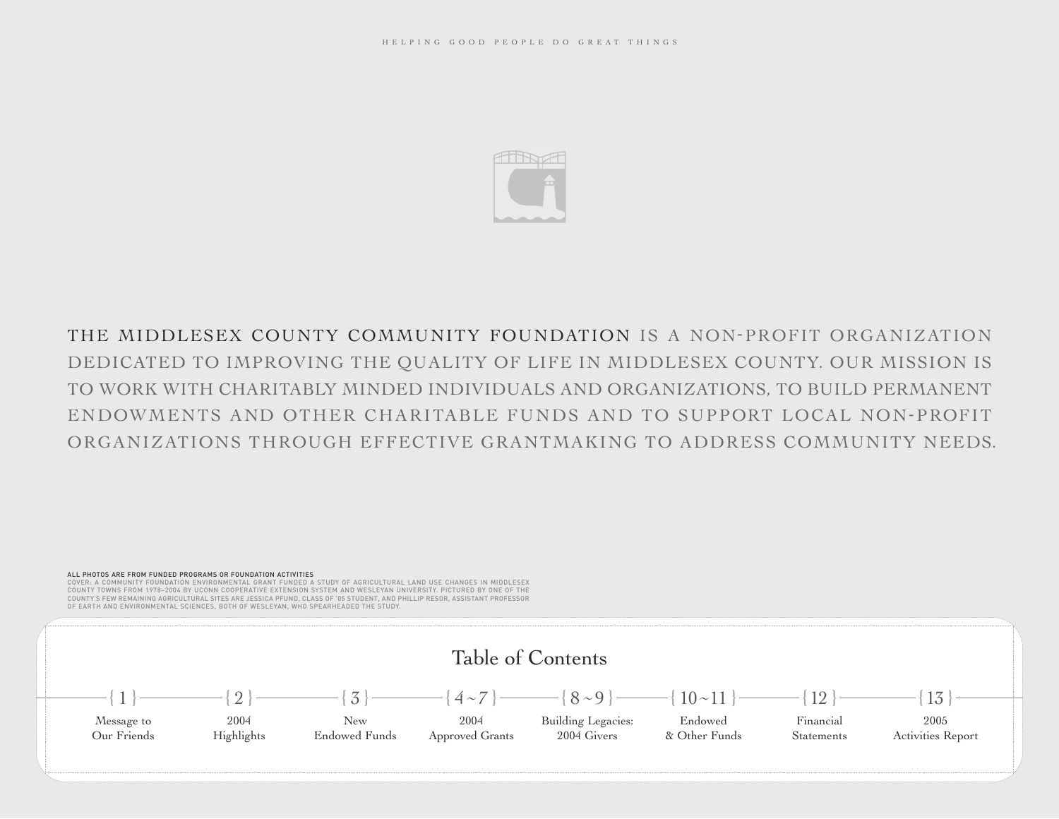HELPING GOOD PEOPLE DO GREAT THINGS

THE MIDDLESEX COUNTY COMMUNITY FOUNDATION IS A NON-PROFIT ORGANIZATION DEDICATED TO IMPROVING THE QUALITY OF LIFE IN MIDDLESEX COUNTY. OUR MISSION IS TO WORK WITH CHARITABLY MINDED INDIVIDUALS AND ORGANIZATIONS, TO BUILD PERMANENT ENDOWMENTS AND OTHER CHARITABLE FUNDS AND TO SUPPORT LOCAL NON-PROFIT ORGANIZATIONS THROUGH EFFECTIVE GRANTMAKING TO ADDRESS COMMUNITY NEEDS.

**ALL PHOTOS ARE FROM FUNDED PROGRAMS OR FOUNDATION ACTIVITIES**

COVER: A COMMUNITY FOUNDATION ENVIRONMENTAL GRANT FUNDED A STUDY OF AGRICULTURAL LAND USE CHANGES IN MIDDLESEX COUNTY TOWNS FROM 1978–2004 BY UCONN COOPERATIVE EXTENSION SYSTEM AND WESLEYAN UNIVERSITY. PICTURED BY ONE OF THE COUNTY'S FEW REMAINING AGRICULTURAL SITES ARE JESSICA PFUND, CLASS OF '05 STUDENT, AND PHILLIP RESOR, ASSISTANT PROFESSOR OF EARTH AND ENVIRONMENTAL SCIENCES, BOTH OF WESLEYAN, WHO SPEARHEADED THE STUDY.

## Table of Contents

- {1} Message to Our Friends
- {2} 2004 Highlights
- {3} New Endowed Funds
- {4~7} 2004 Approved Grants
- {8~9} Building Legacies: 2004 Givers
- {10~11} Endowed & Other Funds
- {12} Financial Statements
- {13} 2005 Activities Report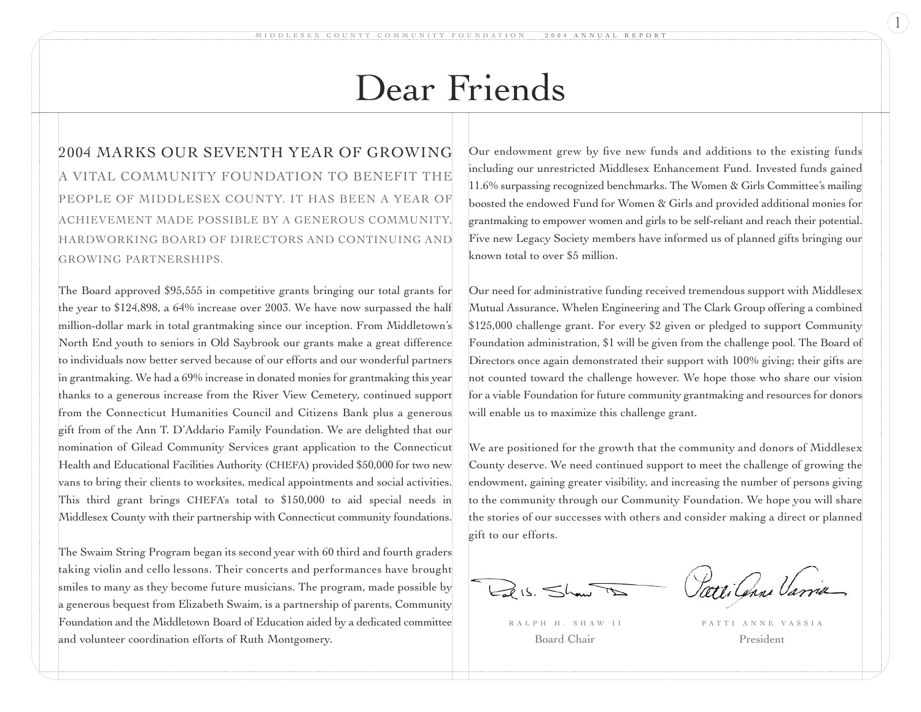# Dear Friends

2004 MARKS OUR SEVENTH YEAR OF GROWING A VITAL COMMUNITY FOUNDATION TO BENEFIT THE PEOPLE OF MIDDLESEX COUNTY. IT HAS BEEN A YEAR OF ACHIEVEMENT MADE POSSIBLE BY A GENEROUS COMMUNITY, HARDWORKING BOARD OF DIRECTORS AND CONTINUING AND GROWING PARTNERSHIPS.

The Board approved $95,555 in competitive grants bringing our total grants for the year to $124,898, a 64% increase over 2003. We have now surpassed the half million-dollar mark in total grantmaking since our inception. From Middletown's North End youth to seniors in Old Saybrook our grants make a great difference to individuals now better served because of our efforts and our wonderful partners in grantmaking. We had a 69% increase in donated monies for grantmaking this year thanks to a generous increase from the River View Cemetery, continued support from the Connecticut Humanities Council and Citizens Bank plus a generous gift from of the Ann T. D'Addario Family Foundation. We are delighted that our nomination of Gilead Community Services grant application to the Connecticut Health and Educational Facilities Authority (CHEFA) provided $50,000 for two new vans to bring their clients to worksites, medical appointments and social activities. This third grant brings CHEFA's total to $150,000 to aid special needs in Middlesex County with their partnership with Connecticut community foundations.

The Swaim String Program began its second year with 60 third and fourth graders taking violin and cello lessons. Their concerts and performances have brought smiles to many as they become future musicians. The program, made possible by a generous bequest from Elizabeth Swaim, is a partnership of parents, Community Foundation and the Middletown Board of Education aided by a dedicated committee and volunteer coordination efforts of Ruth Montgomery.

Our endowment grew by five new funds and additions to the existing funds including our unrestricted Middlesex Enhancement Fund. Invested funds gained 11.6% surpassing recognized benchmarks. The Women & Girls Committee's mailing boosted the endowed Fund for Women & Girls and provided additional monies for grantmaking to empower women and girls to be self-reliant and reach their potential. Five new Legacy Society members have informed us of planned gifts bringing our known total to over $5 million.

Our need for administrative funding received tremendous support with Middlesex Mutual Assurance, Whelen Engineering and The Clark Group offering a combined $125,000 challenge grant. For every $2 given or pledged to support Community Foundation administration, $1 will be given from the challenge pool. The Board of Directors once again demonstrated their support with 100% giving; their gifts are not counted toward the challenge however. We hope those who share our vision for a viable Foundation for future community grantmaking and resources for donors will enable us to maximize this challenge grant.

We are positioned for the growth that the community and donors of Middlesex County deserve. We need continued support to meet the challenge of growing the endowment, gaining greater visibility, and increasing the number of persons giving to the community through our Community Foundation. We hope you will share the stories of our successes with others and consider making a direct or planned gift to our efforts.

RALPH H. SHAW II
Board Chair

PATTI ANNE VASSIA
President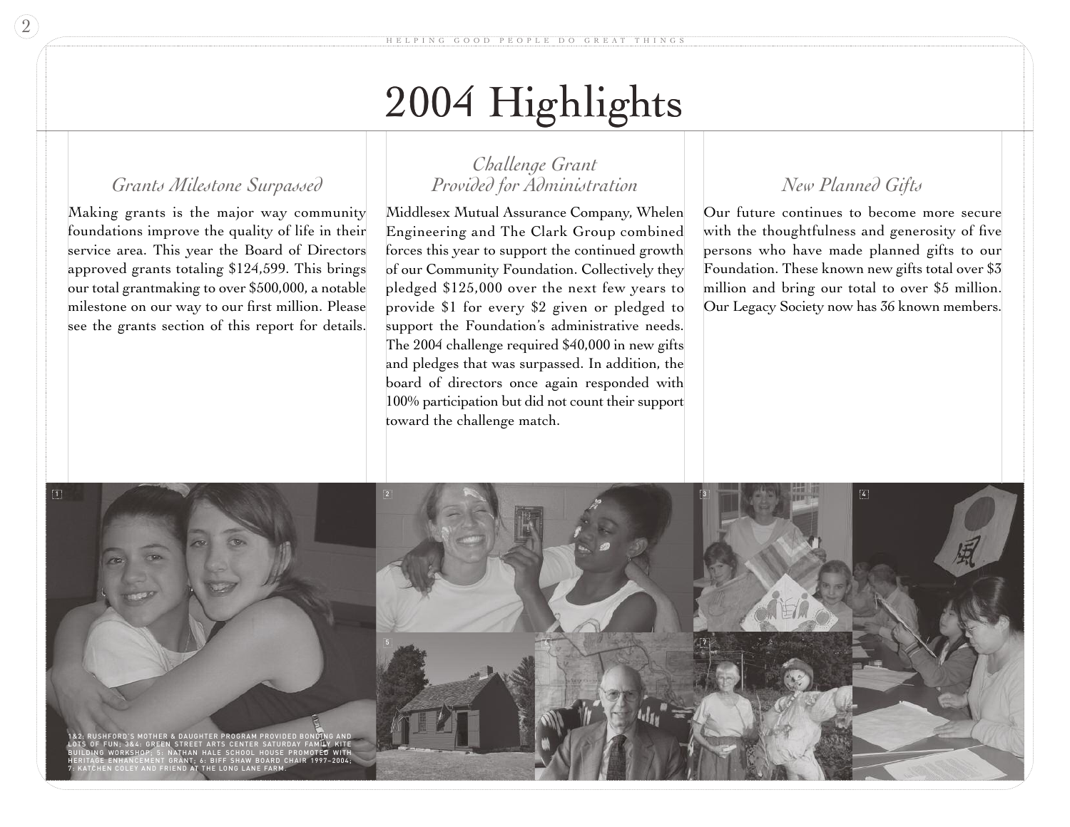# 2004 Highlights

## *Grants Milestone Surpassed*

Making grants is the major way community foundations improve the quality of life in their service area. This year the Board of Directors approved grants totaling $124,599. This brings our total grantmaking to over $500,000, a notable milestone on our way to our first million. Please see the grants section of this report for details.

## *Challenge Grant Provided for Administration*

Middlesex Mutual Assurance Company, Whelen Engineering and The Clark Group combined forces this year to support the continued growth of our Community Foundation. Collectively they pledged $125,000 over the next few years to provide $1 for every $2 given or pledged to support the Foundation's administrative needs. The 2004 challenge required $40,000 in new gifts and pledges that was surpassed. In addition, the board of directors once again responded with 100% participation but did not count their support toward the challenge match.

## *New Planned Gifts*

Our future continues to become more secure with the thoughtfulness and generosity of five persons who have made planned gifts to our Foundation. These known new gifts total over $3 million and bring our total to over $5 million. Our Legacy Society now has 36 known members.

1&2: RUSHFORD'S MOTHER & DAUGHTER PROGRAM PROVIDED BONDING AND LOTS OF FUN; 3&4: GREEN STREET ARTS CENTER SATURDAY FAMILY KITE BUILDING WORKSHOP; 5: NATHAN HALE SCHOOL HOUSE PROMOTED WITH HERITAGE ENHANCEMENT GRANT; 6: BIFF SHAW BOARD CHAIR 1997–2004; 7: KATCHEN COLEY AND FRIEND AT THE LONG LANE FARM.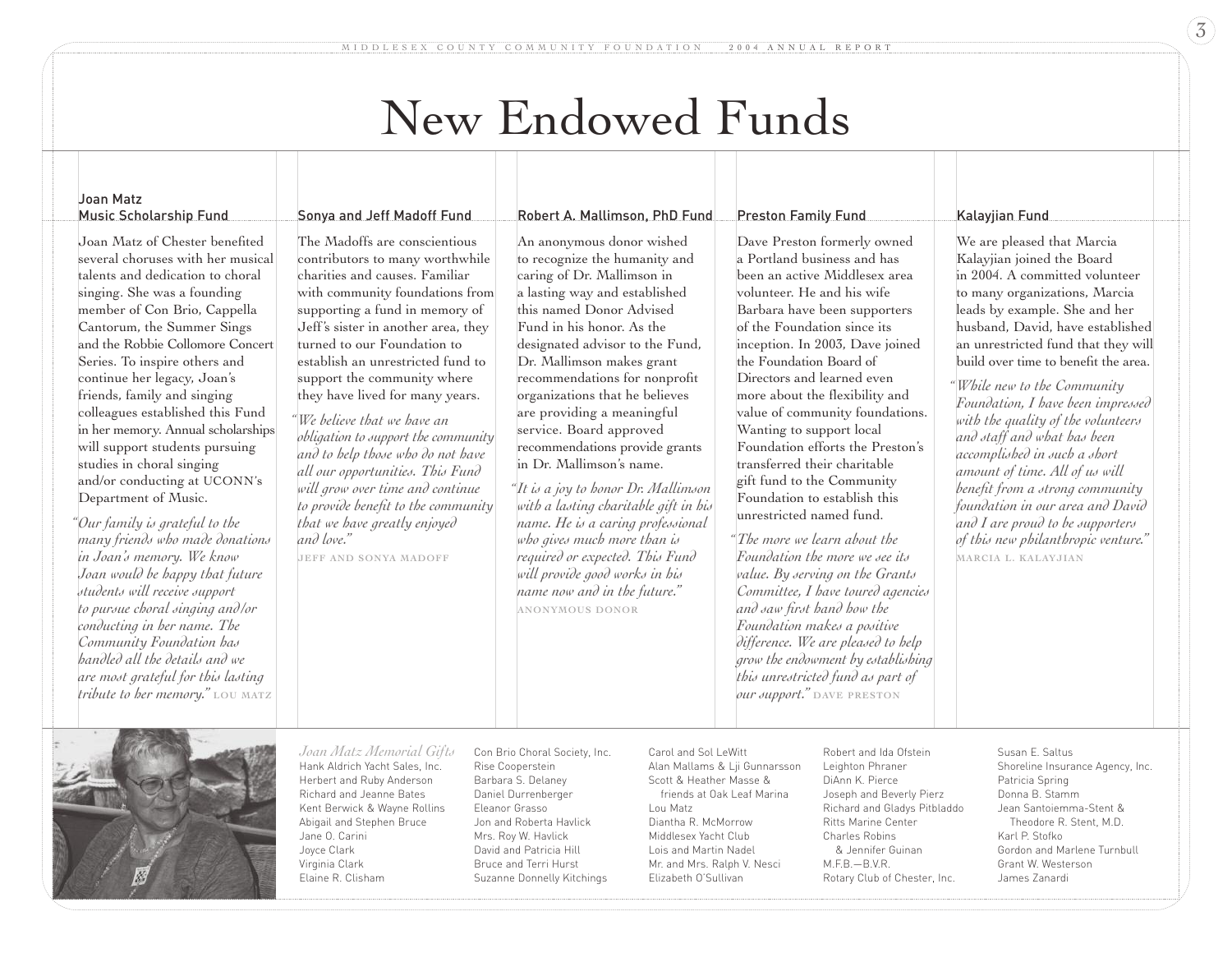# New Endowed Funds

### Joan Matz Music Scholarship Fund

Joan Matz of Chester benefited several choruses with her musical talents and dedication to choral singing. She was a founding member of Con Brio, Cappella Cantorum, the Summer Sings and the Robbie Collomore Concert Series. To inspire others and continue her legacy, Joan's friends, family and singing colleagues established this Fund in her memory. Annual scholarships will support students pursuing studies in choral singing and/or conducting at UCONN's Department of Music.

*"Our family is grateful to the many friends who made donations in Joan's memory. We know Joan would be happy that future students will receive support to pursue choral singing and/or conducting in her name. The Community Foundation has handled all the details and we are most grateful for this lasting tribute to her memory."* LOU MATZ

### Sonya and Jeff Madoff Fund

The Madoffs are conscientious contributors to many worthwhile charities and causes. Familiar with community foundations from supporting a fund in memory of Jeff's sister in another area, they turned to our Foundation to establish an unrestricted fund to support the community where they have lived for many years.

*"We believe that we have an obligation to support the community and to help those who do not have all our opportunities. This Fund will grow over time and continue to provide benefit to the community that we have greatly enjoyed and love."*

JEFF AND SONYA MADOFF

### Robert A. Mallimson, PhD Fund

An anonymous donor wished to recognize the humanity and caring of Dr. Mallimson in a lasting way and established this named Donor Advised Fund in his honor. As the designated advisor to the Fund, Dr. Mallimson makes grant recommendations for nonprofit organizations that he believes are providing a meaningful service. Board approved recommendations provide grants in Dr. Mallimson's name.

*"It is a joy to honor Dr. Mallimson with a lasting charitable gift in his name. He is a caring professional who gives much more than is required or expected. This Fund will provide good works in his name now and in the future."*

ANONYMOUS DONOR

### Preston Family Fund

Dave Preston formerly owned a Portland business and has been an active Middlesex area volunteer. He and his wife Barbara have been supporters of the Foundation since its inception. In 2003, Dave joined the Foundation Board of Directors and learned even more about the flexibility and value of community foundations. Wanting to support local Foundation efforts the Preston's transferred their charitable gift fund to the Community Foundation to establish this unrestricted named fund.

*"The more we learn about the Foundation the more we see its value. By serving on the Grants Committee, I have toured agencies and saw first hand how the Foundation makes a positive difference. We are pleased to help grow the endowment by establishing this unrestricted fund as part of our support."* DAVE PRESTON

### Kalayjian Fund

We are pleased that Marcia Kalayjian joined the Board in 2004. A committed volunteer to many organizations, Marcia leads by example. She and her husband, David, have established an unrestricted fund that they will build over time to benefit the area.

*"While new to the Community Foundation, I have been impressed with the quality of the volunteers and staff and what has been accomplished in such a short amount of time. All of us will benefit from a strong community foundation in our area and David and I are proud to be supporters of this new philanthropic venture."*

MARCIA L. KALAYJIAN

*Joan Matz Memorial Gifts*

Hank Aldrich Yacht Sales, Inc.
Herbert and Ruby Anderson
Richard and Jeanne Bates
Kent Berwick & Wayne Rollins
Abigail and Stephen Bruce
Jane O. Carini
Joyce Clark
Virginia Clark
Elaine R. Clisham
Con Brio Choral Society, Inc.
Rise Cooperstein
Barbara S. Delaney
Daniel Durrenberger
Eleanor Grasso
Jon and Roberta Havlick
Mrs. Roy W. Havlick
David and Patricia Hill
Bruce and Terri Hurst
Suzanne Donnelly Kitchings
Carol and Sol LeWitt
Alan Mallams & Lji Gunnarsson
Scott & Heather Masse & friends at Oak Leaf Marina
Lou Matz
Diantha R. McMorrow
Middlesex Yacht Club
Lois and Martin Nadel
Mr. and Mrs. Ralph V. Nesci
Elizabeth O'Sullivan
Robert and Ida Ofstein
Leighton Phraner
DiAnn K. Pierce
Joseph and Beverly Pierz
Richard and Gladys Pitbladdo
Ritts Marine Center
Charles Robins & Jennifer Guinan
M.F.B.—B.V.R.
Rotary Club of Chester, Inc.
Susan E. Saltus
Shoreline Insurance Agency, Inc.
Patricia Spring
Donna B. Stamm
Jean Santoiemma-Stent & Theodore R. Stent, M.D.
Karl P. Stofko
Gordon and Marlene Turnbull
Grant W. Westerson
James Zanardi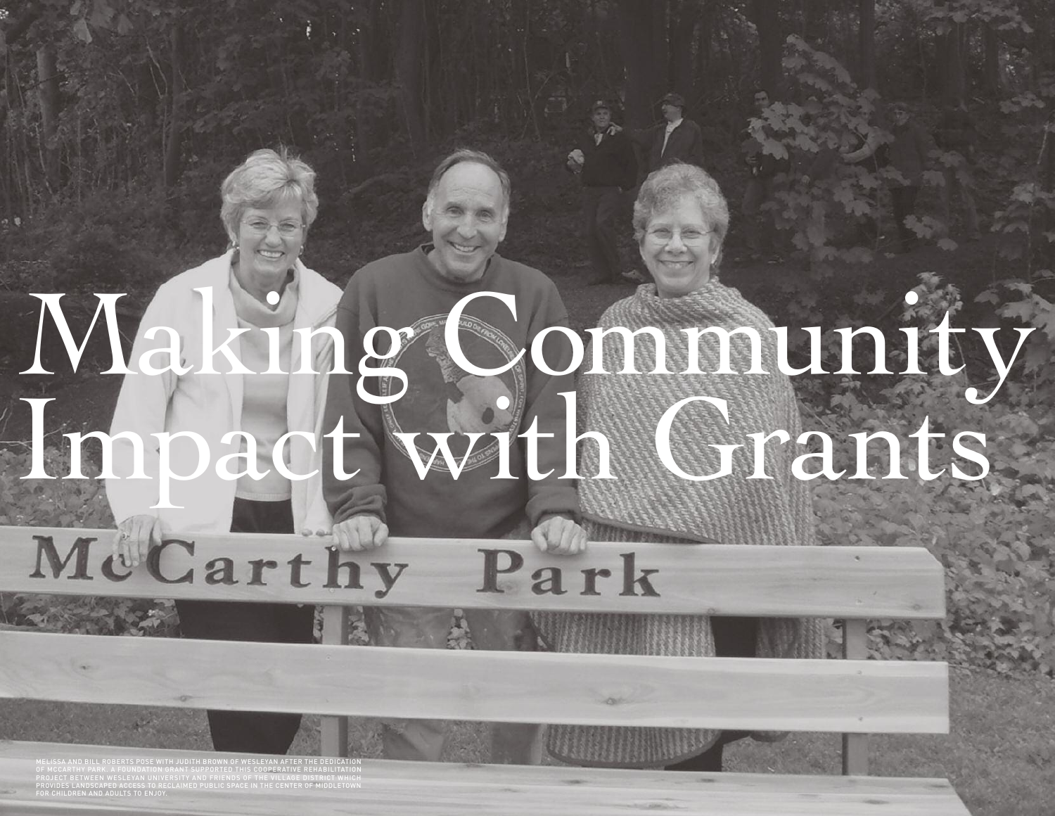# Making Community Impact with Grants

MELISSA AND BILL ROBERTS POSE WITH JUDITH BROWN OF WESLEYAN AFTER THE DEDICATION OF MCCARTHY PARK. A FOUNDATION GRANT SUPPORTED THIS COOPERATIVE REHABILITATION PROJECT BETWEEN WESLEYAN UNIVERSITY AND FRIENDS OF THE VILLAGE DISTRICT WHICH PROVIDES LANDSCAPED ACCESS TO RECLAIMED PUBLIC SPACE IN THE CENTER OF MIDDLETOWN FOR CHILDREN AND ADULTS TO ENJOY.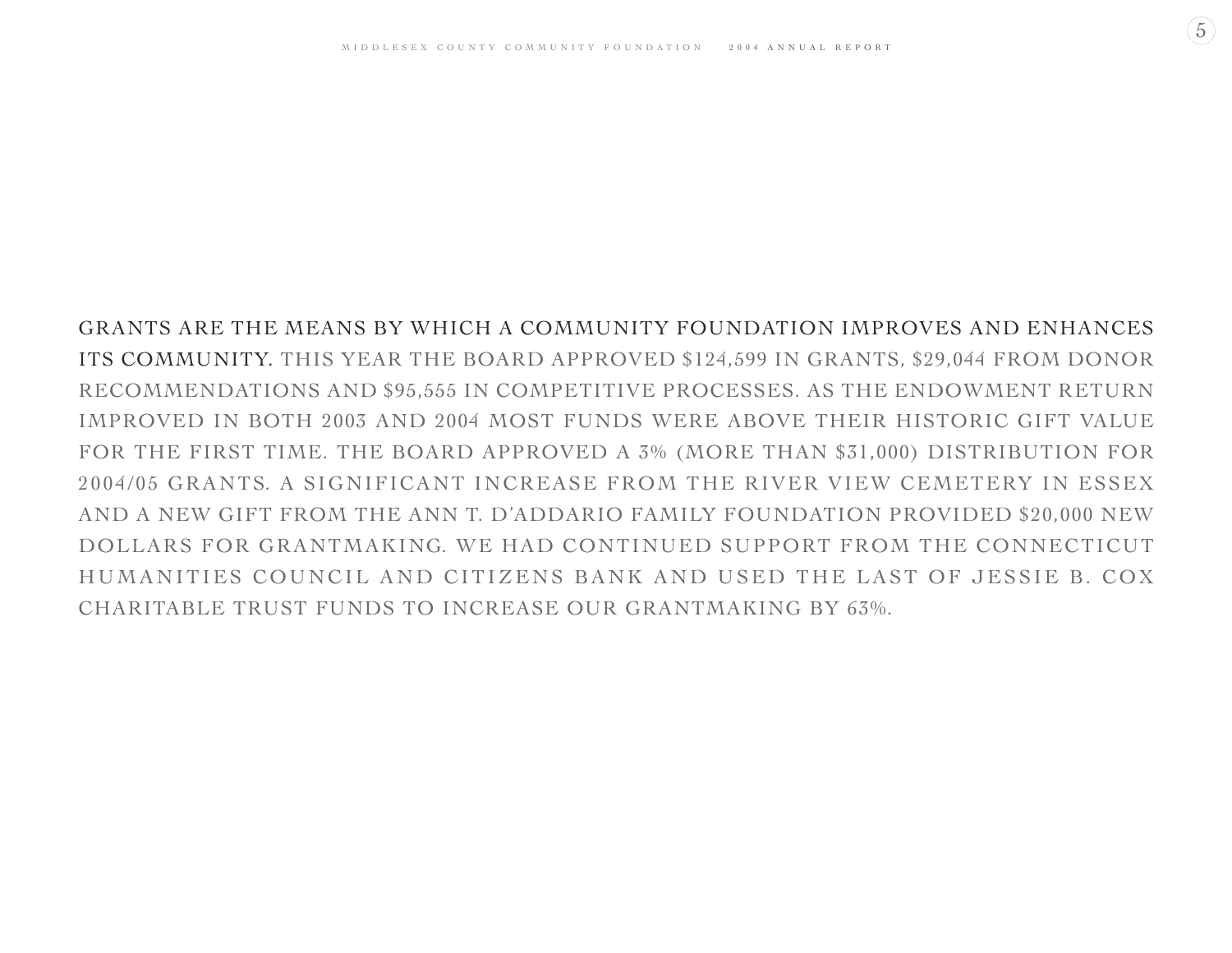**GRANTS ARE THE MEANS BY WHICH A COMMUNITY FOUNDATION IMPROVES AND ENHANCES ITS COMMUNITY.** THIS YEAR THE BOARD APPROVED $124,599 IN GRANTS, $29,044 FROM DONOR RECOMMENDATIONS AND $95,555 IN COMPETITIVE PROCESSES. AS THE ENDOWMENT RETURN IMPROVED IN BOTH 2003 AND 2004 MOST FUNDS WERE ABOVE THEIR HISTORIC GIFT VALUE FOR THE FIRST TIME. THE BOARD APPROVED A 3% (MORE THAN $31,000) DISTRIBUTION FOR 2004/05 GRANTS. A SIGNIFICANT INCREASE FROM THE RIVER VIEW CEMETERY IN ESSEX AND A NEW GIFT FROM THE ANN T. D'ADDARIO FAMILY FOUNDATION PROVIDED $20,000 NEW DOLLARS FOR GRANTMAKING. WE HAD CONTINUED SUPPORT FROM THE CONNECTICUT HUMANITIES COUNCIL AND CITIZENS BANK AND USED THE LAST OF JESSIE B. COX CHARITABLE TRUST FUNDS TO INCREASE OUR GRANTMAKING BY 63%.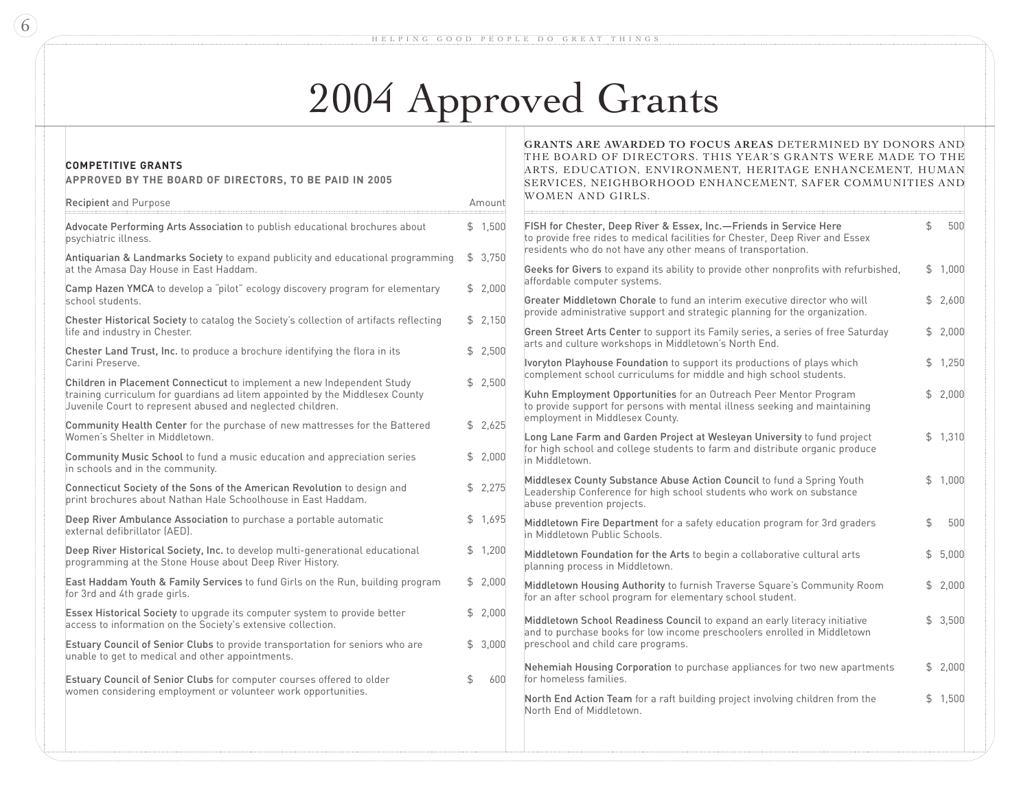# 2004 Approved Grants

**COMPETITIVE GRANTS**
**APPROVED BY THE BOARD OF DIRECTORS, TO BE PAID IN 2005**

| Recipient and Purpose | Amount |
|---|---|
| **Advocate Performing Arts Association** to publish educational brochures about psychiatric illness. | $ 1,500 |
| **Antiquarian & Landmarks Society** to expand publicity and educational programming at the Amasa Day House in East Haddam. | $ 3,750 |
| **Camp Hazen YMCA** to develop a "pilot" ecology discovery program for elementary school students. | $ 2,000 |
| **Chester Historical Society** to catalog the Society's collection of artifacts reflecting life and industry in Chester. | $ 2,150 |
| **Chester Land Trust, Inc.** to produce a brochure identifying the flora in its Carini Preserve. | $ 2,500 |
| **Children in Placement Connecticut** to implement a new Independent Study training curriculum for guardians ad litem appointed by the Middlesex County Juvenile Court to represent abused and neglected children. | $ 2,500 |
| **Community Health Center** for the purchase of new mattresses for the Battered Women's Shelter in Middletown. | $ 2,625 |
| **Community Music School** to fund a music education and appreciation series in schools and in the community. | $ 2,000 |
| **Connecticut Society of the Sons of the American Revolution** to design and print brochures about Nathan Hale Schoolhouse in East Haddam. | $ 2,275 |
| **Deep River Ambulance Association** to purchase a portable automatic external defibrillator (AED). | $ 1,695 |
| **Deep River Historical Society, Inc.** to develop multi-generational educational programming at the Stone House about Deep River History. | $ 1,200 |
| **East Haddam Youth & Family Services** to fund Girls on the Run, building program for 3rd and 4th grade girls. | $ 2,000 |
| **Essex Historical Society** to upgrade its computer system to provide better access to information on the Society's extensive collection. | $ 2,000 |
| **Estuary Council of Senior Clubs** to provide transportation for seniors who are unable to get to medical and other appointments. | $ 3,000 |
| **Estuary Council of Senior Clubs** for computer courses offered to older women considering employment or volunteer work opportunities. | $ 600 |

**GRANTS ARE AWARDED TO FOCUS AREAS** DETERMINED BY DONORS AND THE BOARD OF DIRECTORS. THIS YEAR'S GRANTS WERE MADE TO THE ARTS, EDUCATION, ENVIRONMENT, HERITAGE ENHANCEMENT, HUMAN SERVICES, NEIGHBORHOOD ENHANCEMENT, SAFER COMMUNITIES AND WOMEN AND GIRLS.

| Recipient and Purpose | Amount |
|---|---|
| **FISH for Chester, Deep River & Essex, Inc.—Friends in Service Here** to provide free rides to medical facilities for Chester, Deep River and Essex residents who do not have any other means of transportation. | $ 500 |
| **Geeks for Givers** to expand its ability to provide other nonprofits with refurbished, affordable computer systems. | $ 1,000 |
| **Greater Middletown Chorale** to fund an interim executive director who will provide administrative support and strategic planning for the organization. | $ 2,600 |
| **Green Street Arts Center** to support its Family series, a series of free Saturday arts and culture workshops in Middletown's North End. | $ 2,000 |
| **Ivoryton Playhouse Foundation** to support its productions of plays which complement school curriculums for middle and high school students. | $ 1,250 |
| **Kuhn Employment Opportunities** for an Outreach Peer Mentor Program to provide support for persons with mental illness seeking and maintaining employment in Middlesex County. | $ 2,000 |
| **Long Lane Farm and Garden Project at Wesleyan University** to fund project for high school and college students to farm and distribute organic produce in Middletown. | $ 1,310 |
| **Middlesex County Substance Abuse Action Council** to fund a Spring Youth Leadership Conference for high school students who work on substance abuse prevention projects. | $ 1,000 |
| **Middletown Fire Department** for a safety education program for 3rd graders in Middletown Public Schools. | $ 500 |
| **Middletown Foundation for the Arts** to begin a collaborative cultural arts planning process in Middletown. | $ 5,000 |
| **Middletown Housing Authority** to furnish Traverse Square's Community Room for an after school program for elementary school student. | $ 2,000 |
| **Middletown School Readiness Council** to expand an early literacy initiative and to purchase books for low income preschoolers enrolled in Middletown preschool and child care programs. | $ 3,500 |
| **Nehemiah Housing Corporation** to purchase appliances for two new apartments for homeless families. | $ 2,000 |
| **North End Action Team** for a raft building project involving children from the North End of Middletown. | $ 1,500 |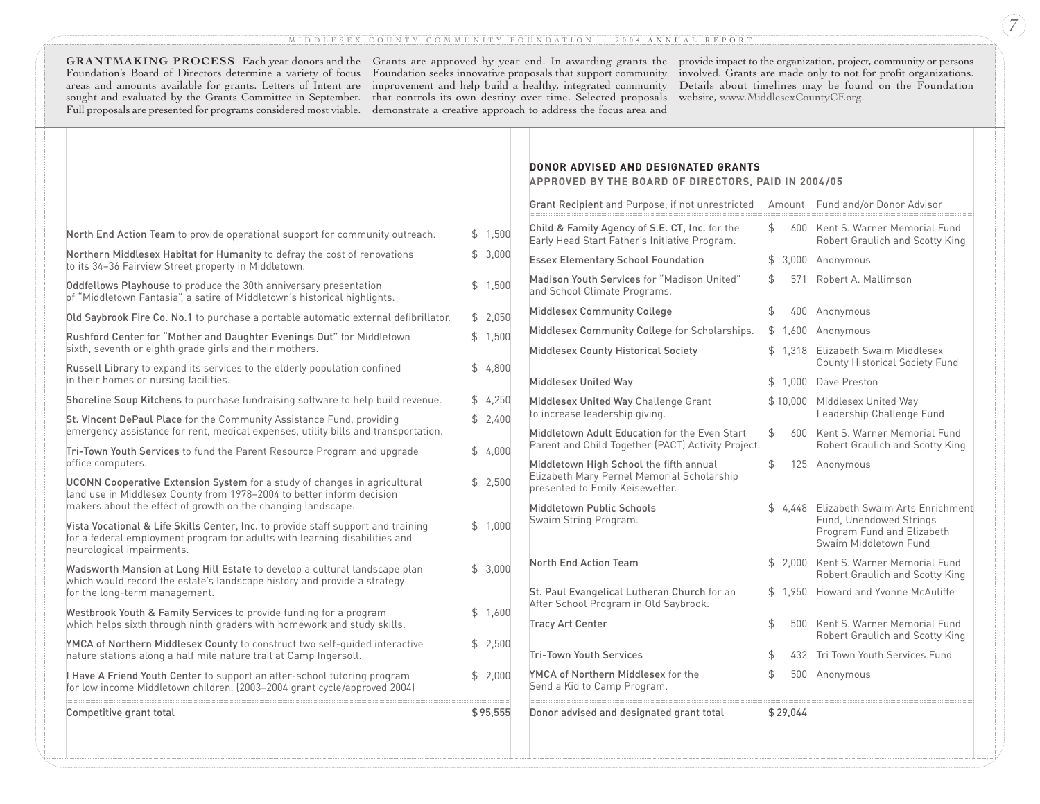**GRANTMAKING PROCESS** Each year donors and the Foundation's Board of Directors determine a variety of focus areas and amounts available for grants. Letters of Intent are sought and evaluated by the Grants Committee in September. Full proposals are presented for programs considered most viable. Grants are approved by year end. In awarding grants the Foundation seeks innovative proposals that support community improvement and help build a healthy, integrated community that controls its own destiny over time. Selected proposals demonstrate a creative approach to address the focus area and provide impact to the organization, project, community or persons involved. Grants are made only to not for profit organizations. Details about timelines may be found on the Foundation website, www.MiddlesexCountyCF.org.

| Grant Recipient and Purpose | Amount |
|---|---|
| **North End Action Team** to provide operational support for community outreach. | $ 1,500 |
| **Northern Middlesex Habitat for Humanity** to defray the cost of renovations to its 34–36 Fairview Street property in Middletown. | $ 3,000 |
| **Oddfellows Playhouse** to produce the 30th anniversary presentation of "Middletown Fantasia", a satire of Middletown's historical highlights. | $ 1,500 |
| **Old Saybrook Fire Co. No.1** to purchase a portable automatic external defibrillator. | $ 2,050 |
| **Rushford Center for "Mother and Daughter Evenings Out"** for Middletown sixth, seventh or eighth grade girls and their mothers. | $ 1,500 |
| **Russell Library** to expand its services to the elderly population confined in their homes or nursing facilities. | $ 4,800 |
| **Shoreline Soup Kitchens** to purchase fundraising software to help build revenue. | $ 4,250 |
| **St. Vincent DePaul Place** for the Community Assistance Fund, providing emergency assistance for rent, medical expenses, utility bills and transportation. | $ 2,400 |
| **Tri-Town Youth Services** to fund the Parent Resource Program and upgrade office computers. | $ 4,000 |
| **UCONN Cooperative Extension System** for a study of changes in agricultural land use in Middlesex County from 1978–2004 to better inform decision makers about the effect of growth on the changing landscape. | $ 2,500 |
| **Vista Vocational & Life Skills Center, Inc.** to provide staff support and training for a federal employment program for adults with learning disabilities and neurological impairments. | $ 1,000 |
| **Wadsworth Mansion at Long Hill Estate** to develop a cultural landscape plan which would record the estate's landscape history and provide a strategy for the long-term management. | $ 3,000 |
| **Westbrook Youth & Family Services** to provide funding for a program which helps sixth through ninth graders with homework and study skills. | $ 1,600 |
| **YMCA of Northern Middlesex County** to construct two self-guided interactive nature stations along a half mile nature trail at Camp Ingersoll. | $ 2,500 |
| **I Have A Friend Youth Center** to support an after-school tutoring program for low income Middletown children. (2003–2004 grant cycle/approved 2004) | $ 2,000 |
| Competitive grant total | $95,555 |

## DONOR ADVISED AND DESIGNATED GRANTS
### APPROVED BY THE BOARD OF DIRECTORS, PAID IN 2004/05

| Grant Recipient and Purpose, if not unrestricted | Amount | Fund and/or Donor Advisor |
|---|---|---|
| **Child & Family Agency of S.E. CT, Inc.** for the Early Head Start Father's Initiative Program. | $ 600 | Kent S. Warner Memorial Fund Robert Graulich and Scotty King |
| **Essex Elementary School Foundation** | $ 3,000 | Anonymous |
| **Madison Youth Services** for "Madison United" and School Climate Programs. | $ 571 | Robert A. Mallimson |
| **Middlesex Community College** | $ 400 | Anonymous |
| **Middlesex Community College** for Scholarships. | $ 1,600 | Anonymous |
| **Middlesex County Historical Society** | $ 1,318 | Elizabeth Swaim Middlesex County Historical Society Fund |
| **Middlesex United Way** | $ 1,000 | Dave Preston |
| **Middlesex United Way** Challenge Grant to increase leadership giving. | $10,000 | Middlesex United Way Leadership Challenge Fund |
| **Middletown Adult Education** for the Even Start Parent and Child Together (PACT) Activity Project. | $ 600 | Kent S. Warner Memorial Fund Robert Graulich and Scotty King |
| **Middletown High School** the fifth annual Elizabeth Mary Pernel Memorial Scholarship presented to Emily Keisewetter. | $ 125 | Anonymous |
| **Middletown Public Schools** Swaim String Program. | $ 4,448 | Elizabeth Swaim Arts Enrichment Fund, Unendowed Strings Program Fund and Elizabeth Swaim Middletown Fund |
| **North End Action Team** | $ 2,000 | Kent S. Warner Memorial Fund Robert Graulich and Scotty King |
| **St. Paul Evangelical Lutheran Church** for an After School Program in Old Saybrook. | $ 1,950 | Howard and Yvonne McAuliffe |
| **Tracy Art Center** | $ 500 | Kent S. Warner Memorial Fund Robert Graulich and Scotty King |
| **Tri-Town Youth Services** | $ 432 | Tri Town Youth Services Fund |
| **YMCA of Northern Middlesex** for the Send a Kid to Camp Program. | $ 500 | Anonymous |
| Donor advised and designated grant total | $29,044 | |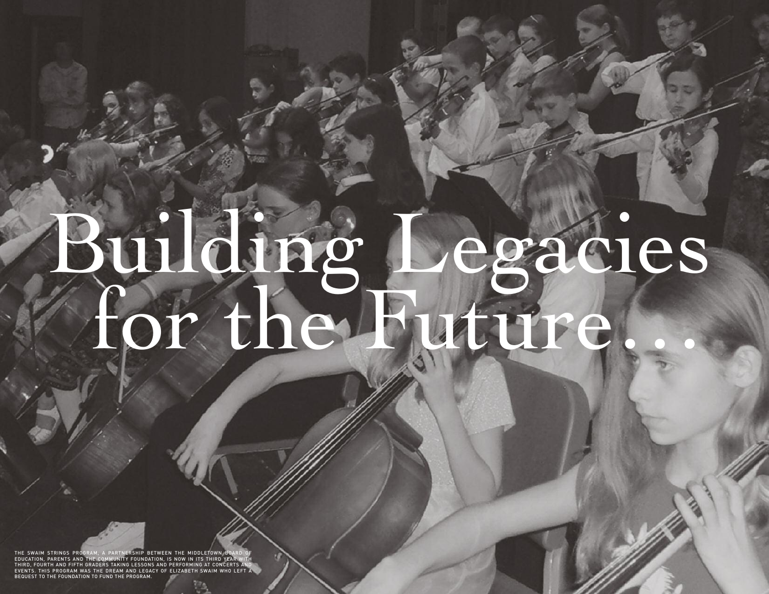# Building Legacies for the Future…

THE SWAIM STRINGS PROGRAM, A PARTNERSHIP BETWEEN THE MIDDLETOWN BOARD OF EDUCATION, PARENTS AND THE COMMUNITY FOUNDATION, IS NOW IN ITS THIRD YEAR WITH THIRD, FOURTH AND FIFTH GRADERS TAKING LESSONS AND PERFORMING AT CONCERTS AND EVENTS. THIS PROGRAM WAS THE DREAM AND LEGACY OF ELIZABETH SWAIM WHO LEFT A BEQUEST TO THE FOUNDATION TO FUND THE PROGRAM.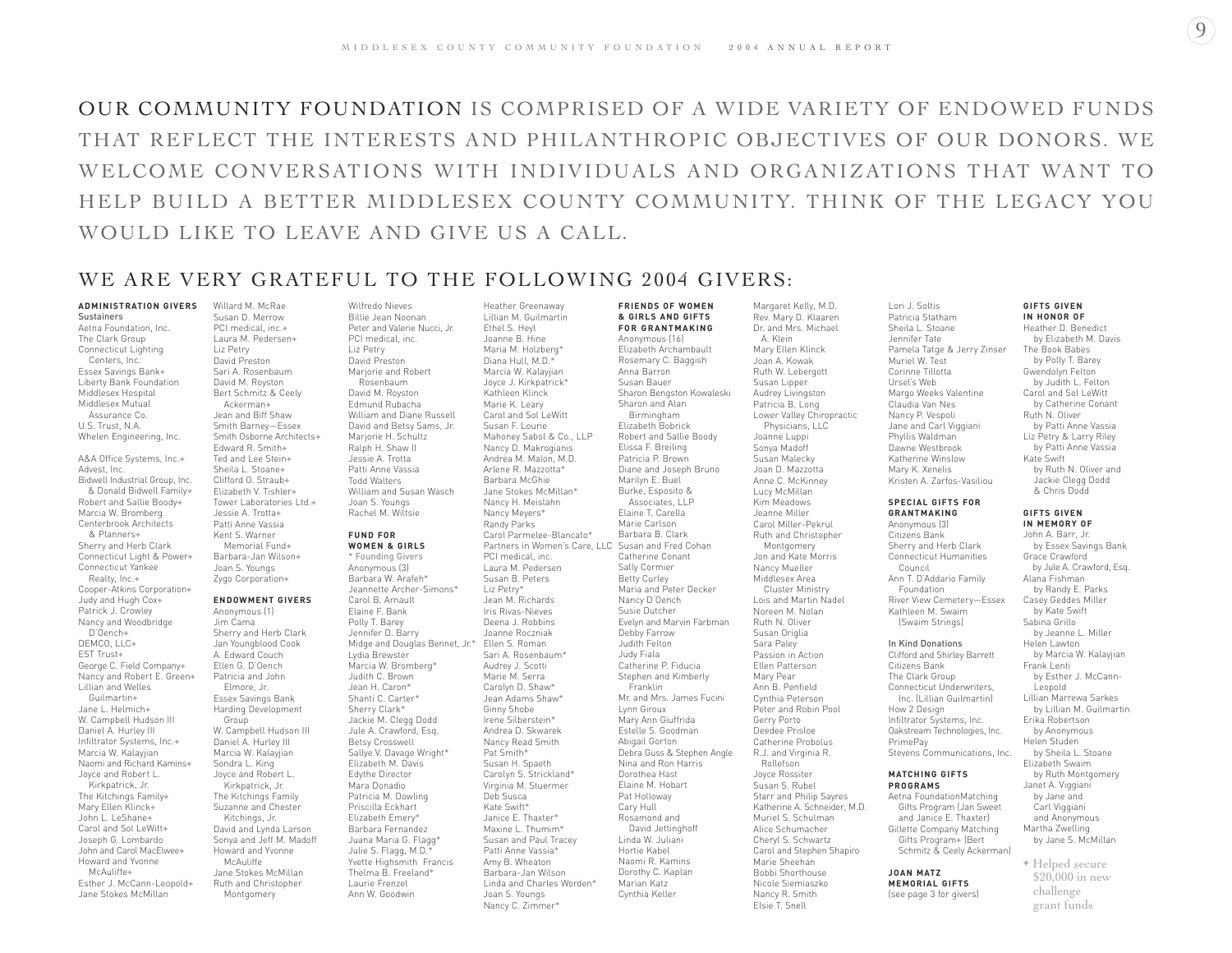OUR COMMUNITY FOUNDATION IS COMPRISED OF A WIDE VARIETY OF ENDOWED FUNDS THAT REFLECT THE INTERESTS AND PHILANTHROPIC OBJECTIVES OF OUR DONORS. WE WELCOME CONVERSATIONS WITH INDIVIDUALS AND ORGANIZATIONS THAT WANT TO HELP BUILD A BETTER MIDDLESEX COUNTY COMMUNITY. THINK OF THE LEGACY YOU WOULD LIKE TO LEAVE AND GIVE US A CALL.

## WE ARE VERY GRATEFUL TO THE FOLLOWING 2004 GIVERS:

### ADMINISTRATION GIVERS

Sustainers

Aetna Foundation, Inc.
The Clark Group
Connecticut Lighting Centers, Inc.
Essex Savings Bank+
Liberty Bank Foundation
Middlesex Hospital
Middlesex Mutual Assurance Co.
U.S. Trust, N.A.
Whelen Engineering, Inc.

A&A Office Systems, Inc.+
Advest, Inc.
Bidwell Industrial Group, Inc. & Donald Bidwell Family+
Robert and Sallie Boody+
Marcia W. Bromberg
Centerbrook Architects & Planners+
Sherry and Herb Clark
Connecticut Light & Power+
Connecticut Yankee Realty, Inc.+
Cooper-Atkins Corporation+
Judy and Hugh Cox+
Patrick J. Crowley
Nancy and Woodbridge D'Oench+
DEMCO, LLC+
EST Trust+
George C. Field Company+
Nancy and Robert E. Green+
Lillian and Welles Guilmartin+
Jane L. Helmich+
W. Campbell Hudson III
Daniel A. Hurley III
Infiltrator Systems, Inc.+
Marcia W. Kalayjian
Naomi and Richard Kamins+
Joyce and Robert L. Kirkpatrick, Jr.
The Kitchings Family+
Mary Ellen Klinck+
John L. LeShane+
Carol and Sol LeWitt+
Joseph G. Lombardo
John and Carol MacElwee+
Howard and Yvonne McAuliffe+
Esther J. McCann-Leopold+
Jane Stokes McMillan
Willard M. McRae
Susan D. Merrow
PCI medical, inc.+
Laura M. Pedersen+
Liz Petry
David Preston
Sari A. Rosenbaum
David M. Royston
Bert Schmitz & Ceely Ackerman+
Jean and Biff Shaw
Smith Barney—Essex
Smith Osborne Architects+
Edward R. Smith+
Ted and Lee Stein+
Sheila L. Stoane+
Clifford O. Straub+
Elizabeth V. Tishler+
Tower Laboratories Ltd.+
Jessie A. Trotta+
Patti Anne Vassia
Kent S. Warner Memorial Fund+
Barbara-Jan Wilson+
Joan S. Youngs
Zygo Corporation+

### ENDOWMENT GIVERS

Anonymous (1)
Jim Cama
Sherry and Herb Clark
Jan Youngblood Cook
A. Edward Couch
Ellen G. D'Oench
Patricia and John Elmore, Jr.
Essex Savings Bank
Harding Development Group
W. Campbell Hudson III
Daniel A. Hurley III
Marcia W. Kalayjian
Sondra L. King
Joyce and Robert L. Kirkpatrick, Jr.
The Kitchings Family
Suzanne and Chester Kitchings, Jr.
David and Lynda Larson
Sonya and Jeff M. Madoff
Howard and Yvonne McAuliffe
Jane Stokes McMillan
Ruth and Christopher Montgomery
Wilfredo Nieves
Billie Jean Noonan
Peter and Valerie Nucci, Jr.
PCI medical, inc.
Liz Petry
David Preston
Marjorie and Robert Rosenbaum
David M. Royston
Edmund Rubacha
William and Diane Russell
David and Betsy Sams, Jr.
Marjorie H. Schultz
Ralph H. Shaw II
Jessie A. Trotta
Patti Anne Vassia
Todd Walters
William and Susan Wasch
Joan S. Youngs
Rachel M. Wiltsie

### FUND FOR WOMEN & GIRLS

\* Founding Givers

Anonymous (3)
Barbara W. Arafeh*
Jeannette Archer-Simons*
Carol B. Arnault
Elaine F. Bank
Polly T. Barey
Jennifer D. Barry
Midge and Douglas Bennet, Jr.*
Lydia Brewster
Marcia W. Bromberg*
Judith C. Brown
Jean H. Caron*
Shanti C. Carter*
Sherry Clark*
Jackie M. Clegg Dodd
Jule A. Crawford, Esq.
Betsy Crosswell
Sallye V. Davage Wright*
Elizabeth M. Davis
Edythe Director
Mara Donadio
Patricia M. Dowling
Priscilla Eckhart
Elizabeth Emery*
Barbara Fernandez
Juana Maria G. Flagg*
Julie S. Flagg, M.D.*
Yvette Highsmith Francis
Thelma B. Freeland*
Laurie Frenzel
Ann W. Goodwin
Heather Greenaway
Lillian M. Guilmartin
Ethel S. Heyl
Joanne B. Hine
Maria M. Holzberg*
Diana Hull, M.D.*
Marcia W. Kalayjian
Joyce J. Kirkpatrick*
Kathleen Klinck
Marie K. Leary
Carol and Sol LeWitt
Susan F. Lourie
Mahoney Sabol & Co., LLP
Nancy D. Makrogianis
Andrea M. Malon, M.D.
Arlene R. Mazzotta*
Barbara McGhie
Jane Stokes McMillan*
Nancy H. Meislahn
Nancy Meyers*
Randy Parks
Carol Parmelee-Blancato*
Partners in Women's Care, LLC
PCI medical, inc.
Laura M. Pedersen
Susan B. Peters
Liz Petry*
Jean M. Richards
Iris Rivas-Nieves
Deena J. Robbins
Joanne Roczniak
Ellen S. Roman
Sari A. Rosenbaum*
Audrey J. Scotti
Marie M. Serra
Carolyn D. Shaw*
Jean Adams Shaw*
Ginny Shobe
Irene Silberstein*
Andrea D. Skwarek
Nancy Read Smith
Pat Smith*
Susan H. Spaeth
Carolyn S. Strickland*
Virginia M. Stuermer
Deb Susca
Kate Swift*
Janice E. Thaxter*
Maxine L. Thumim*
Susan and Paul Tracey
Patti Anne Vassia*
Amy B. Wheaton
Barbara-Jan Wilson
Linda and Charles Worden*
Joan S. Youngs
Nancy C. Zimmer*

### FRIENDS OF WOMEN & GIRLS AND GIFTS FOR GRANTMAKING

Anonymous (16)
Elizabeth Archambault
Rosemary C. Baggish
Anna Barron
Susan Bauer
Sharon Bengston Kowaleski
Sharon and Alan Birmingham
Elizabeth Bobrick
Robert and Sallie Boody
Elissa F. Breiling
Patricia P. Brown
Diane and Joseph Bruno
Marilyn E. Buel
Burke, Esposito & Associates, LLP
Elaine T. Carella
Marie Carlson
Barbara B. Clark
Susan and Fred Cohan
Catherine Conant
Sally Cormier
Betty Curley
Maria and Peter Decker
Nancy D'Oench
Susie Dutcher
Evelyn and Marvin Farbman
Debby Farrow
Judith Felton
Judy Fiala
Catherine P. Fiducia
Stephen and Kimberly Franklin
Mr. and Mrs. James Fucini
Lynn Giroux
Mary Ann Giuffrida
Estelle S. Goodman
Abigail Gorton
Debra Guss & Stephen Angle
Nina and Ron Harris
Dorothea Hast
Elaine M. Hobart
Pat Holloway
Cary Hull
Rosamond and David Jettinghoff
Linda W. Juliani
Hortie Kabel
Naomi R. Kamins
Dorothy C. Kaplan
Marian Katz
Cynthia Keller
Margaret Kelly, M.D.
Rev. Mary D. Klaaren
Dr. and Mrs. Michael A. Klein
Mary Ellen Klinck
Joan A. Kowak
Ruth W. Lebergott
Susan Lipper
Audrey Livingston
Patricia B. Long
Lower Valley Chiropractic Physicians, LLC
Joanne Luppi
Sonya Madoff
Susan Malecky
Joan D. Mazzotta
Anne C. McKinney
Lucy McMillan
Kim Meadows
Jeanne Miller
Carol Miller-Pekrul
Ruth and Christopher Montgomery
Jon and Kate Morris
Nancy Mueller
Middlesex Area Cluster Ministry
Lois and Martin Nadel
Noreen M. Nolan
Ruth N. Oliver
Susan Origlia
Sara Paley
Passion in Action
Ellen Patterson
Mary Pear
Ann B. Penfield
Cynthia Peterson
Peter and Robin Pool
Gerry Porto
Deedee Prisloe
Catherine Probolus
R.J. and Virginia R. Rollefson
Joyce Rossiter
Susan S. Rubel
Starr and Philip Sayres
Katherine A. Schneider, M.D.
Muriel S. Schulman
Alice Schumacher
Cheryl S. Schwartz
Carol and Stephen Shapiro
Marie Sheehan
Bobbi Shorthouse
Nicole Siemiaszko
Nancy R. Smith
Elsie T. Snell
Lori J. Soltis
Patricia Statham
Sheila L. Stoane
Jennifer Tate
Pamela Tatge & Jerry Zinser
Muriel W. Test
Corinne Tillotta
Ursel's Web
Margo Weeks Valentine
Claudia Van Nes
Nancy P. Vespoli
Jane and Carl Viggiani
Phyllis Waldman
Dawne Westbrook
Katherine Winslow
Mary K. Xenelis
Kristen A. Zarfos-Vasiliou

### SPECIAL GIFTS FOR GRANTMAKING

Anonymous (3)
Citizens Bank
Sherry and Herb Clark
Connecticut Humanities Council
Ann T. D'Addario Family Foundation
River View Cemetery—Essex
Kathleen M. Swaim (Swaim Strings)

**In Kind Donations**

Clifford and Shirley Barrett
Citizens Bank
The Clark Group
Connecticut Underwriters, Inc. (Lillian Guilmartin)
How 2 Design
Infiltrator Systems, Inc.
Oakstream Technologies, Inc.
PrimePay
Stevens Communications, Inc.

### MATCHING GIFTS PROGRAMS

Aetna FoundationMatching Gifts Program (Jan Sweet and Janice E. Thaxter)
Gillette Company Matching Gifts Program+ (Bert Schmitz & Ceely Ackerman)

### JOAN MATZ MEMORIAL GIFTS

(see page 3 for givers)

### GIFTS GIVEN IN HONOR OF

Heather D. Benedict by Elizabeth M. Davis
The Book Babes by Polly T. Barey
Gwendolyn Felton by Judith L. Felton
Carol and Sol LeWitt by Catherine Conant
Ruth N. Oliver by Patti Anne Vassia
Liz Petry & Larry Riley by Patti Anne Vassia
Kate Swift by Ruth N. Oliver and Jackie Clegg Dodd & Chris Dodd

### GIFTS GIVEN IN MEMORY OF

John A. Barr, Jr. by Essex Savings Bank
Grace Crawford by Jule A. Crawford, Esq.
Alana Fishman by Randy E. Parks
Casey Geddes Miller by Kate Swift
Sabina Grillo by Jeanne L. Miller
Helen Lawton by Marcia W. Kalayjian
Frank Lenti by Esther J. McCann-Leopold
Lillian Marrewa Sarkes by Lillian M. Guilmartin
Erika Robertson by Anonymous
Helen Studen by Sheila L. Stoane
Elizabeth Swaim by Ruth Montgomery
Janet A. Viggiani by Jane and Carl Viggiani and Anonymous
Martha Zwelling by Jane S. McMillan

+ Helped secure $20,000 in new challenge grant funds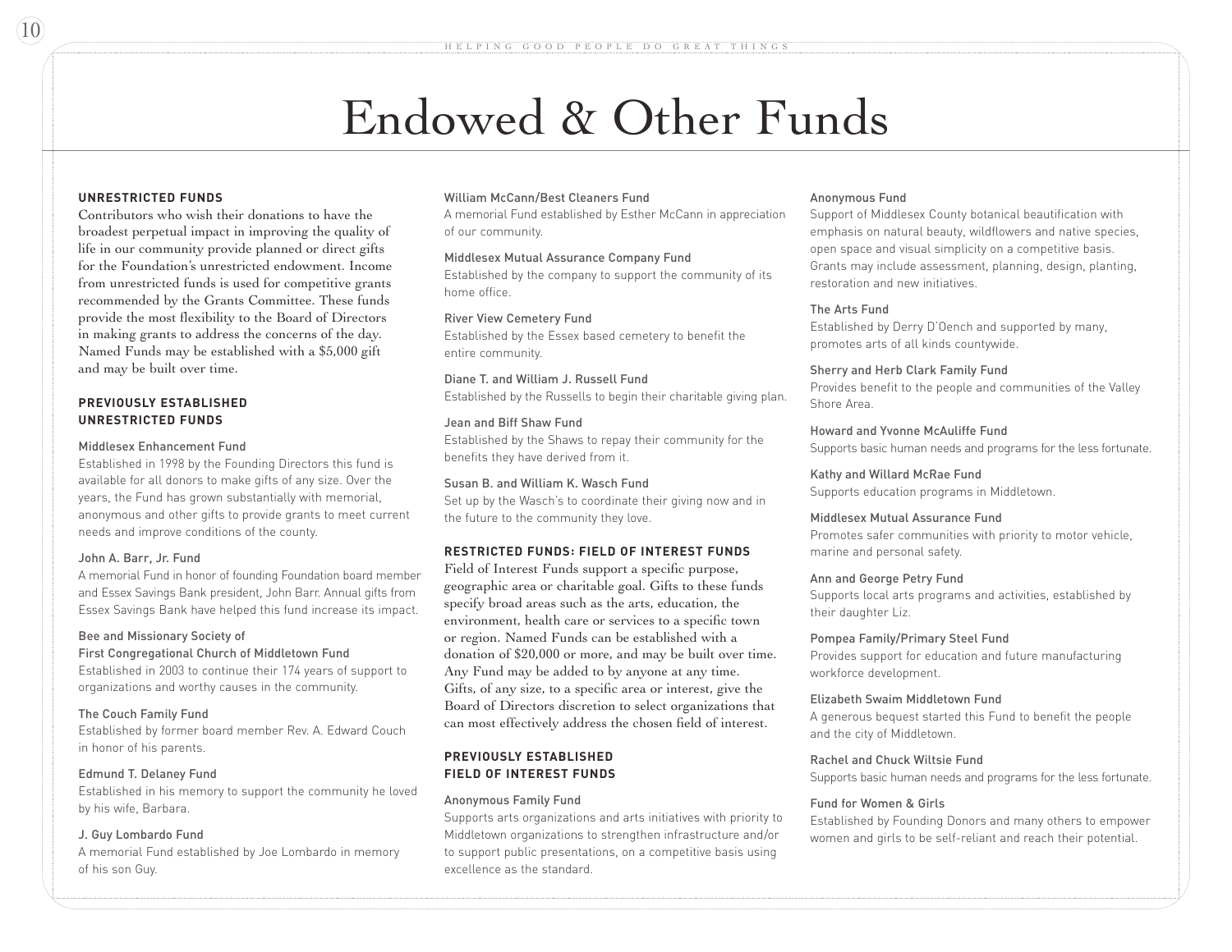# Endowed & Other Funds

**UNRESTRICTED FUNDS**

Contributors who wish their donations to have the broadest perpetual impact in improving the quality of life in our community provide planned or direct gifts for the Foundation's unrestricted endowment. Income from unrestricted funds is used for competitive grants recommended by the Grants Committee. These funds provide the most flexibility to the Board of Directors in making grants to address the concerns of the day. Named Funds may be established with a $5,000 gift and may be built over time.

**PREVIOUSLY ESTABLISHED UNRESTRICTED FUNDS**

Middlesex Enhancement Fund
Established in 1998 by the Founding Directors this fund is available for all donors to make gifts of any size. Over the years, the Fund has grown substantially with memorial, anonymous and other gifts to provide grants to meet current needs and improve conditions of the county.

John A. Barr, Jr. Fund
A memorial Fund in honor of founding Foundation board member and Essex Savings Bank president, John Barr. Annual gifts from Essex Savings Bank have helped this fund increase its impact.

Bee and Missionary Society of First Congregational Church of Middletown Fund
Established in 2003 to continue their 174 years of support to organizations and worthy causes in the community.

The Couch Family Fund
Established by former board member Rev. A. Edward Couch in honor of his parents.

Edmund T. Delaney Fund
Established in his memory to support the community he loved by his wife, Barbara.

J. Guy Lombardo Fund
A memorial Fund established by Joe Lombardo in memory of his son Guy.

William McCann/Best Cleaners Fund
A memorial Fund established by Esther McCann in appreciation of our community.

Middlesex Mutual Assurance Company Fund
Established by the company to support the community of its home office.

River View Cemetery Fund
Established by the Essex based cemetery to benefit the entire community.

Diane T. and William J. Russell Fund
Established by the Russells to begin their charitable giving plan.

Jean and Biff Shaw Fund
Established by the Shaws to repay their community for the benefits they have derived from it.

Susan B. and William K. Wasch Fund
Set up by the Wasch's to coordinate their giving now and in the future to the community they love.

**RESTRICTED FUNDS: FIELD OF INTEREST FUNDS**

Field of Interest Funds support a specific purpose, geographic area or charitable goal. Gifts to these funds specify broad areas such as the arts, education, the environment, health care or services to a specific town or region. Named Funds can be established with a donation of $20,000 or more, and may be built over time. Any Fund may be added to by anyone at any time. Gifts, of any size, to a specific area or interest, give the Board of Directors discretion to select organizations that can most effectively address the chosen field of interest.

**PREVIOUSLY ESTABLISHED FIELD OF INTEREST FUNDS**

Anonymous Family Fund
Supports arts organizations and arts initiatives with priority to Middletown organizations to strengthen infrastructure and/or to support public presentations, on a competitive basis using excellence as the standard.

Anonymous Fund
Support of Middlesex County botanical beautification with emphasis on natural beauty, wildflowers and native species, open space and visual simplicity on a competitive basis. Grants may include assessment, planning, design, planting, restoration and new initiatives.

The Arts Fund
Established by Derry D'Oench and supported by many, promotes arts of all kinds countywide.

Sherry and Herb Clark Family Fund
Provides benefit to the people and communities of the Valley Shore Area.

Howard and Yvonne McAuliffe Fund
Supports basic human needs and programs for the less fortunate.

Kathy and Willard McRae Fund
Supports education programs in Middletown.

Middlesex Mutual Assurance Fund
Promotes safer communities with priority to motor vehicle, marine and personal safety.

Ann and George Petry Fund
Supports local arts programs and activities, established by their daughter Liz.

Pompea Family/Primary Steel Fund
Provides support for education and future manufacturing workforce development.

Elizabeth Swaim Middletown Fund
A generous bequest started this Fund to benefit the people and the city of Middletown.

Rachel and Chuck Wiltsie Fund
Supports basic human needs and programs for the less fortunate.

Fund for Women & Girls
Established by Founding Donors and many others to empower women and girls to be self-reliant and reach their potential.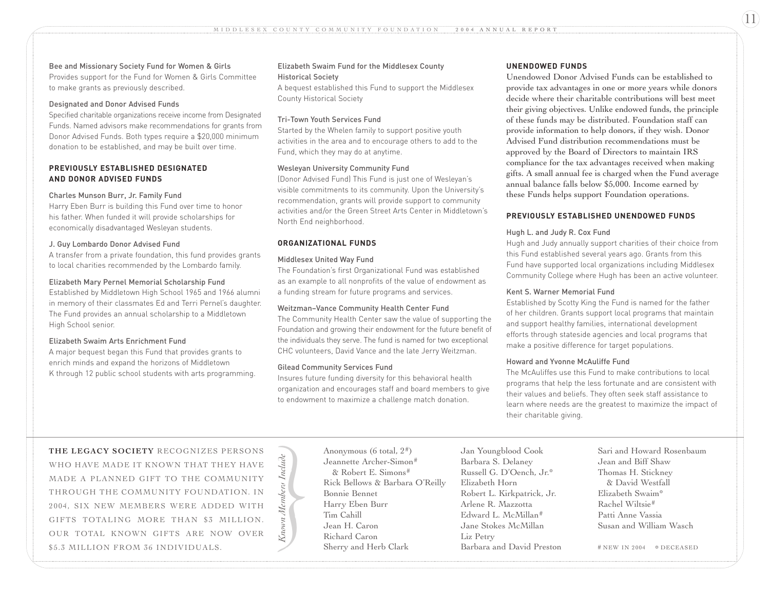**Bee and Missionary Society Fund for Women & Girls**
Provides support for the Fund for Women & Girls Committee to make grants as previously described.

**Designated and Donor Advised Funds**
Specified charitable organizations receive income from Designated Funds. Named advisors make recommendations for grants from Donor Advised Funds. Both types require a $20,000 minimum donation to be established, and may be built over time.

## PREVIOUSLY ESTABLISHED DESIGNATED AND DONOR ADVISED FUNDS

**Charles Munson Burr, Jr. Family Fund**
Harry Eben Burr is building this Fund over time to honor his father. When funded it will provide scholarships for economically disadvantaged Wesleyan students.

**J. Guy Lombardo Donor Advised Fund**
A transfer from a private foundation, this fund provides grants to local charities recommended by the Lombardo family.

**Elizabeth Mary Pernel Memorial Scholarship Fund**
Established by Middletown High School 1965 and 1966 alumni in memory of their classmates Ed and Terri Pernel's daughter. The Fund provides an annual scholarship to a Middletown High School senior.

**Elizabeth Swaim Arts Enrichment Fund**
A major bequest began this Fund that provides grants to enrich minds and expand the horizons of Middletown K through 12 public school students with arts programming.

**Elizabeth Swaim Fund for the Middlesex County Historical Society**
A bequest established this Fund to support the Middlesex County Historical Society

**Tri-Town Youth Services Fund**
Started by the Whelen family to support positive youth activities in the area and to encourage others to add to the Fund, which they may do at anytime.

**Wesleyan University Community Fund**
(Donor Advised Fund) This Fund is just one of Wesleyan's visible commitments to its community. Upon the University's recommendation, grants will provide support to community activities and/or the Green Street Arts Center in Middletown's North End neighborhood.

## ORGANIZATIONAL FUNDS

**Middlesex United Way Fund**
The Foundation's first Organizational Fund was established as an example to all nonprofits of the value of endowment as a funding stream for future programs and services.

**Weitzman–Vance Community Health Center Fund**
The Community Health Center saw the value of supporting the Foundation and growing their endowment for the future benefit of the individuals they serve. The fund is named for two exceptional CHC volunteers, David Vance and the late Jerry Weitzman.

**Gilead Community Services Fund**
Insures future funding diversity for this behavioral health organization and encourages staff and board members to give to endowment to maximize a challenge match donation.

## UNENDOWED FUNDS

Unendowed Donor Advised Funds can be established to provide tax advantages in one or more years while donors decide where their charitable contributions will best meet their giving objectives. Unlike endowed funds, the principle of these funds may be distributed. Foundation staff can provide information to help donors, if they wish. Donor Advised Fund distribution recommendations must be approved by the Board of Directors to maintain IRS compliance for the tax advantages received when making gifts. A small annual fee is charged when the Fund average annual balance falls below $5,000. Income earned by these Funds helps support Foundation operations.

## PREVIOUSLY ESTABLISHED UNENDOWED FUNDS

**Hugh L. and Judy R. Cox Fund**
Hugh and Judy annually support charities of their choice from this Fund established several years ago. Grants from this Fund have supported local organizations including Middlesex Community College where Hugh has been an active volunteer.

**Kent S. Warner Memorial Fund**
Established by Scotty King the Fund is named for the father of her children. Grants support local programs that maintain and support healthy families, international development efforts through stateside agencies and local programs that make a positive difference for target populations.

**Howard and Yvonne McAuliffe Fund**
The McAuliffes use this Fund to make contributions to local programs that help the less fortunate and are consistent with their values and beliefs. They often seek staff assistance to learn where needs are the greatest to maximize the impact of their charitable giving.

---

**THE LEGACY SOCIETY** RECOGNIZES PERSONS WHO HAVE MADE IT KNOWN THAT THEY HAVE MADE A PLANNED GIFT TO THE COMMUNITY THROUGH THE COMMUNITY FOUNDATION. IN 2004, SIX NEW MEMBERS WERE ADDED WITH GIFTS TOTALING MORE THAN $3 MILLION. OUR TOTAL KNOWN GIFTS ARE NOW OVER $5.3 MILLION FROM 36 INDIVIDUALS.

*Known Members Include*

Anonymous (6 total, 2#)
Jeannette Archer-Simon#
& Robert E. Simons#
Rick Bellows & Barbara O'Reilly
Bonnie Bennet
Harry Eben Burr
Tim Cahill
Jean H. Caron
Richard Caron
Sherry and Herb Clark
Jan Youngblood Cook
Barbara S. Delaney
Russell G. D'Oench, Jr.*
Elizabeth Horn
Robert L. Kirkpatrick, Jr.
Arlene R. Mazzotta
Edward L. McMillan#
Jane Stokes McMillan
Liz Petry
Barbara and David Preston
Sari and Howard Rosenbaum
Jean and Biff Shaw
Thomas H. Stickney
& David Westfall
Elizabeth Swaim*
Rachel Wiltsie#
Patti Anne Vassia
Susan and William Wasch

# NEW IN 2004 * DECEASED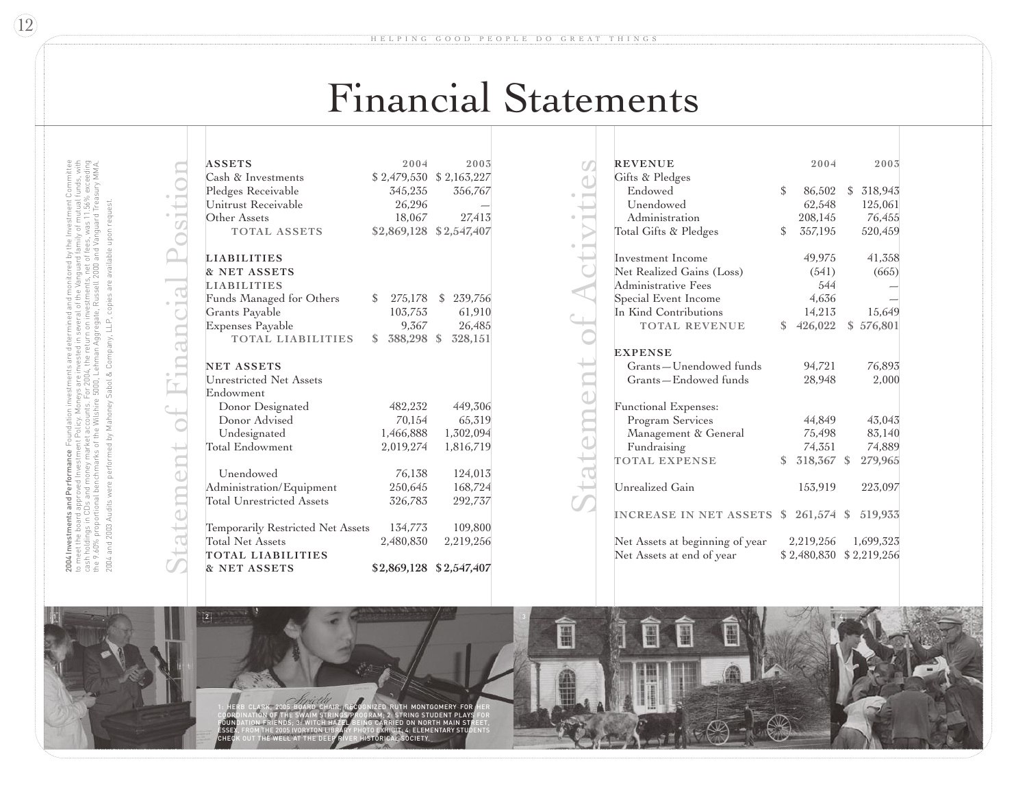# Financial Statements

**2004 Investments and Performance** Foundation investments are determined and monitored by the Investment Committee to meet the board approved Investment Policy. Moneys are invested in several of the Vanguard family of mutual funds, with cash holdings in CDs and money market accounts. For 2004, the return on investments, net of fees, was 11.56% exceeding the 9.60% proportional benchmarks of the Wilshire 5000, Lehman Aggregate, Russell 2000 and Vanguard Treasury MMA.

2004 and 2003 Audits were performed by Mahoney Sabol & Company, LLP; copies are available upon request.

## Statement of Financial Position

| **ASSETS** | **2004** | **2003** |
|---|---|---|
| Cash & Investments | $ 2,479,530 | $ 2,163,227 |
| Pledges Receivable | 345,235 | 356,767 |
| Unitrust Receivable | 26,296 | — |
| Other Assets | 18,067 | 27,413 |
| TOTAL ASSETS | $2,869,128 | $2,547,407 |
| **LIABILITIES & NET ASSETS** | | |
| **LIABILITIES** | | |
| Funds Managed for Others | $ 275,178 | $ 239,756 |
| Grants Payable | 103,753 | 61,910 |
| Expenses Payable | 9,367 | 26,485 |
| TOTAL LIABILITIES | $ 388,298 | $ 328,151 |
| **NET ASSETS** | | |
| Unrestricted Net Assets | | |
| Endowment | | |
| Donor Designated | 482,232 | 449,306 |
| Donor Advised | 70,154 | 65,319 |
| Undesignated | 1,466,888 | 1,302,094 |
| Total Endowment | 2,019,274 | 1,816,719 |
| Unendowed | 76,138 | 124,013 |
| Administration/Equipment | 250,645 | 168,724 |
| Total Unrestricted Assets | 326,783 | 292,737 |
| Temporarily Restricted Net Assets | 134,773 | 109,800 |
| Total Net Assets | 2,480,830 | 2,219,256 |
| **TOTAL LIABILITIES & NET ASSETS** | **$2,869,128** | **$2,547,407** |

## Statement of Activities

| **REVENUE** | **2004** | **2003** |
|---|---|---|
| Gifts & Pledges | | |
| Endowed | $ 86,502 | $ 318,943 |
| Unendowed | 62,548 | 125,061 |
| Administration | 208,145 | 76,455 |
| Total Gifts & Pledges | $ 357,195 | 520,459 |
| Investment Income | 49,975 | 41,358 |
| Net Realized Gains (Loss) | (541) | (665) |
| Administrative Fees | 544 | — |
| Special Event Income | 4,636 | — |
| In Kind Contributions | 14,213 | 15,649 |
| TOTAL REVENUE | $ 426,022 | $ 576,801 |
| **EXPENSE** | | |
| Grants—Unendowed funds | 94,721 | 76,893 |
| Grants—Endowed funds | 28,948 | 2,000 |
| Functional Expenses: | | |
| Program Services | 44,849 | 43,043 |
| Management & General | 75,498 | 83,140 |
| Fundraising | 74,351 | 74,889 |
| TOTAL EXPENSE | $ 318,367 | $ 279,965 |
| Unrealized Gain | 153,919 | 223,097 |
| INCREASE IN NET ASSETS | $ 261,574 | $ 519,933 |
| Net Assets at beginning of year | 2,219,256 | 1,699,323 |
| Net Assets at end of year | $ 2,480,830 | $ 2,219,256 |

1: HERB CLARK, 2005 BOARD CHAIR, RECOGNIZED RUTH MONTGOMERY FOR HER COORDINATION OF THE SWAIM STRINGS PROGRAM; 2: STRING STUDENT PLAYS FOR FOUNDATION FRIENDS; 3: WITCH HAZEL BEING CARRIED ON NORTH MAIN STREET, ESSEX, FROM THE 2005 IVORYTON LIBRARY PHOTO EXHIBIT; 4: ELEMENTARY STUDENTS CHECK OUT THE WELL AT THE DEEP RIVER HISTORICAL SOCIETY.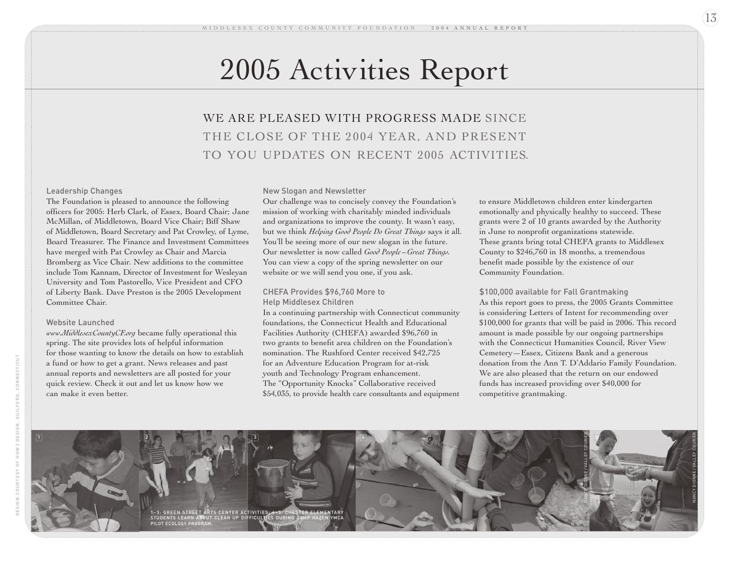# 2005 Activities Report

WE ARE PLEASED WITH PROGRESS MADE SINCE THE CLOSE OF THE 2004 YEAR, AND PRESENT TO YOU UPDATES ON RECENT 2005 ACTIVITIES.

### Leadership Changes

The Foundation is pleased to announce the following officers for 2005: Herb Clark, of Essex, Board Chair; Jane McMillan, of Middletown, Board Vice Chair; Biff Shaw of Middletown, Board Secretary and Pat Crowley, of Lyme, Board Treasurer. The Finance and Investment Committees have merged with Pat Crowley as Chair and Marcia Bromberg as Vice Chair. New additions to the committee include Tom Kannam, Director of Investment for Wesleyan University and Tom Pastorello, Vice President and CFO of Liberty Bank. Dave Preston is the 2005 Development Committee Chair.

### Website Launched

*www.MiddlesexCountyCF.org* became fully operational this spring. The site provides lots of helpful information for those wanting to know the details on how to establish a fund or how to get a grant. News releases and past annual reports and newsletters are all posted for your quick review. Check it out and let us know how we can make it even better.

### New Slogan and Newsletter

Our challenge was to concisely convey the Foundation's mission of working with charitably minded individuals and organizations to improve the county. It wasn't easy, but we think *Helping Good People Do Great Things* says it all. You'll be seeing more of our new slogan in the future. Our newsletter is now called *Good People~Great Things*. You can view a copy of the spring newsletter on our website or we will send you one, if you ask.

### CHEFA Provides $96,760 More to Help Middlesex Children

In a continuing partnership with Connecticut community foundations, the Connecticut Health and Educational Facilities Authority (CHEFA) awarded $96,760 in two grants to benefit area children on the Foundation's nomination. The Rushford Center received $42,725 for an Adventure Education Program for at-risk youth and Technology Program enhancement. The "Opportunity Knocks" Collaborative received $54,035, to provide health care consultants and equipment to ensure Middletown children enter kindergarten emotionally and physically healthy to succeed. These grants were 2 of 10 grants awarded by the Authority in June to nonprofit organizations statewide. These grants bring total CHEFA grants to Middlesex County to $246,760 in 18 months, a tremendous benefit made possible by the existence of our Community Foundation.

### $100,000 available for Fall Grantmaking

As this report goes to press, the 2005 Grants Committee is considering Letters of Intent for recommending over $100,000 for grants that will be paid in 2006. This record amount is made possible by our ongoing partnerships with the Connecticut Humanities Council, River View Cemetery—Essex, Citizens Bank and a generous donation from the Ann T. D'Addario Family Foundation. We are also pleased that the return on our endowed funds has increased providing over $40,000 for competitive grantmaking.

1–3: GREEN STREET ARTS CENTER ACTIVITIES; 4–5: CHESTER ELEMENTARY STUDENTS LEARN ABOUT CLEAN UP DIFFICULTIES DURING CAMP HAZEN YMCA PILOT ECOLOGY PROGRAM.

NANCY DIONNE/VALLEY COURIER

DESIGN COURTESY OF HOW 2 DESIGN, GUILFORD, CONNECTICUT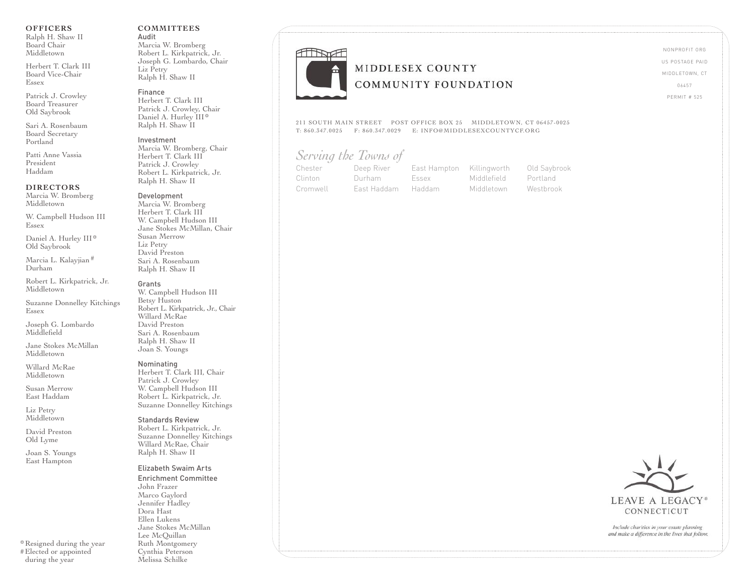## OFFICERS

Ralph H. Shaw II
Board Chair
Middletown

Herbert T. Clark III
Board Vice-Chair
Essex

Patrick J. Crowley
Board Treasurer
Old Saybrook

Sari A. Rosenbaum
Board Secretary
Portland

Patti Anne Vassia
President
Haddam

## DIRECTORS

Marcia W. Bromberg
Middletown

W. Campbell Hudson III
Essex

Daniel A. Hurley III*
Old Saybrook

Marcia L. Kalayjian#
Durham

Robert L. Kirkpatrick, Jr.
Middletown

Suzanne Donnelley Kitchings
Essex

Joseph G. Lombardo
Middlefield

Jane Stokes McMillan
Middletown

Willard McRae
Middletown

Susan Merrow
East Haddam

Liz Petry
Middletown

David Preston
Old Lyme

Joan S. Youngs
East Hampton

\* Resigned during the year
\# Elected or appointed during the year

## COMMITTEES

**Audit**
Marcia W. Bromberg
Robert L. Kirkpatrick, Jr.
Joseph G. Lombardo, Chair
Liz Petry
Ralph H. Shaw II

**Finance**
Herbert T. Clark III
Patrick J. Crowley, Chair
Daniel A. Hurley III*
Ralph H. Shaw II

**Investment**
Marcia W. Bromberg, Chair
Herbert T. Clark III
Patrick J. Crowley
Robert L. Kirkpatrick, Jr.
Ralph H. Shaw II

**Development**
Marcia W. Bromberg
Herbert T. Clark III
W. Campbell Hudson III
Jane Stokes McMillan, Chair
Susan Merrow
Liz Petry
David Preston
Sari A. Rosenbaum
Ralph H. Shaw II

**Grants**
W. Campbell Hudson III
Betsy Huston
Robert L. Kirkpatrick, Jr., Chair
Willard McRae
David Preston
Sari A. Rosenbaum
Ralph H. Shaw II
Joan S. Youngs

**Nominating**
Herbert T. Clark III, Chair
Patrick J. Crowley
W. Campbell Hudson III
Robert L. Kirkpatrick, Jr.
Suzanne Donnelley Kitchings

**Standards Review**
Robert L. Kirkpatrick, Jr.
Suzanne Donnelley Kitchings
Willard McRae, Chair
Ralph H. Shaw II

**Elizabeth Swaim Arts Enrichment Committee**
John Frazer
Marco Gaylord
Jennifer Hadley
Dora Hast
Ellen Lukens
Jane Stokes McMillan
Lee McQuillan
Ruth Montgomery
Cynthia Peterson
Melissa Schilke

---

# MIDDLESEX COUNTY COMMUNITY FOUNDATION

NONPROFIT ORG
US POSTAGE PAID
MIDDLETOWN, CT
06457
PERMIT # 525

211 SOUTH MAIN STREET POST OFFICE BOX 25 MIDDLETOWN, CT 06457-0025
T: 860.347.0025 F: 860.347.0029 E: INFO@MIDDLESEXCOUNTYCF.ORG

*Serving the Towns of*

Chester, Clinton, Cromwell, Deep River, Durham, East Haddam, East Hampton, Essex, Haddam, Killingworth, Middlefield, Middletown, Old Saybrook, Portland, Westbrook

LEAVE A LEGACY®
CONNECTICUT

*Include charities in your estate planning and make a difference in the lives that follow.*